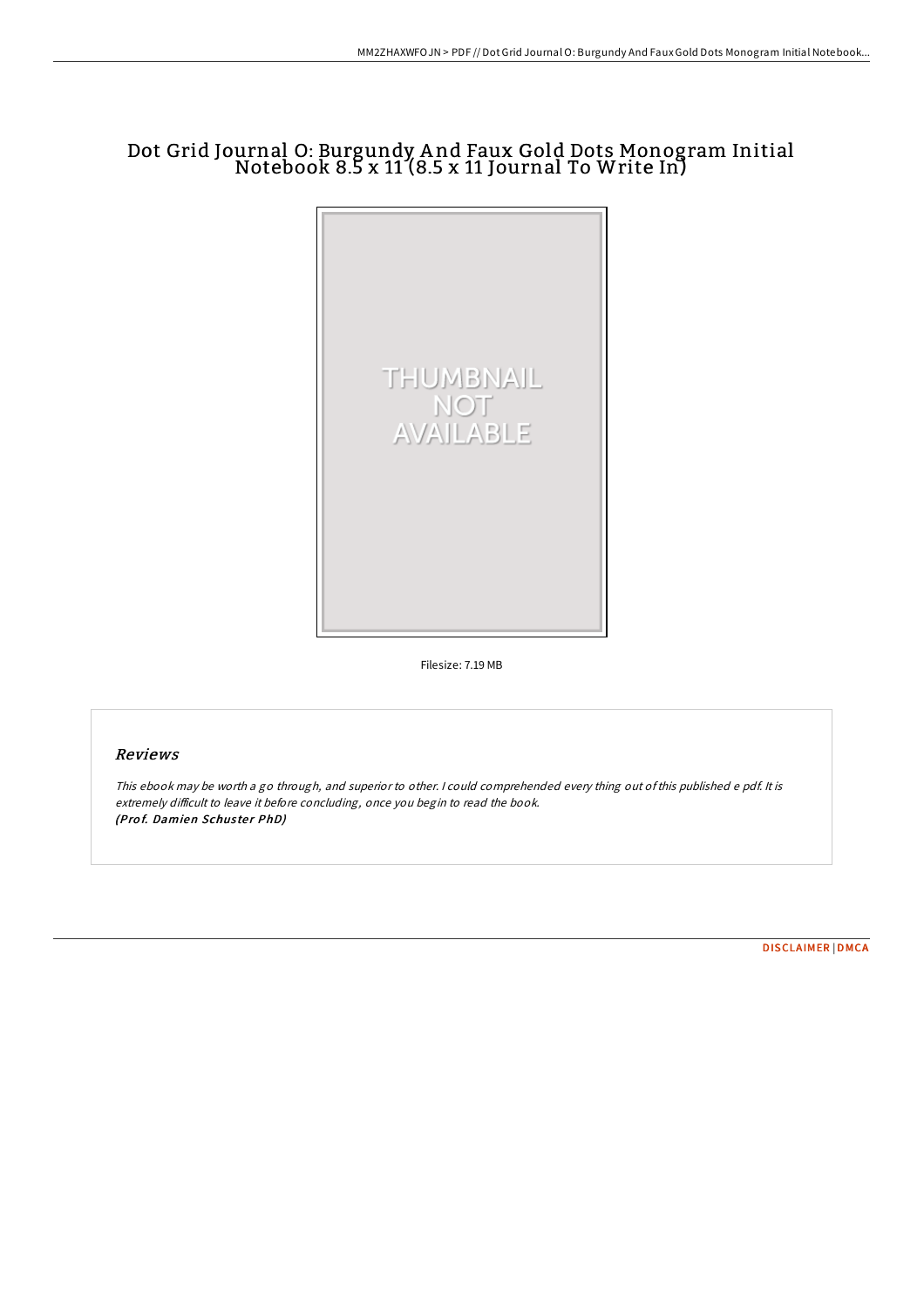# Dot Grid Journal O: Burgundy And Faux Gold Dots Monogram Initial Notebook 8.5 x 11 (8.5 x 11 Journal To Write In)

THUMBNAIL
NOT
AVAILABLE

Filesize: 7.19 MB

## Reviews

*This ebook may be worth a go through, and superior to other. I could comprehended every thing out of this published e pdf. It is extremely difficult to leave it before concluding, once you begin to read the book.*
***(Prof. Damien Schuster PhD)***

DISCLAIMER | DMCA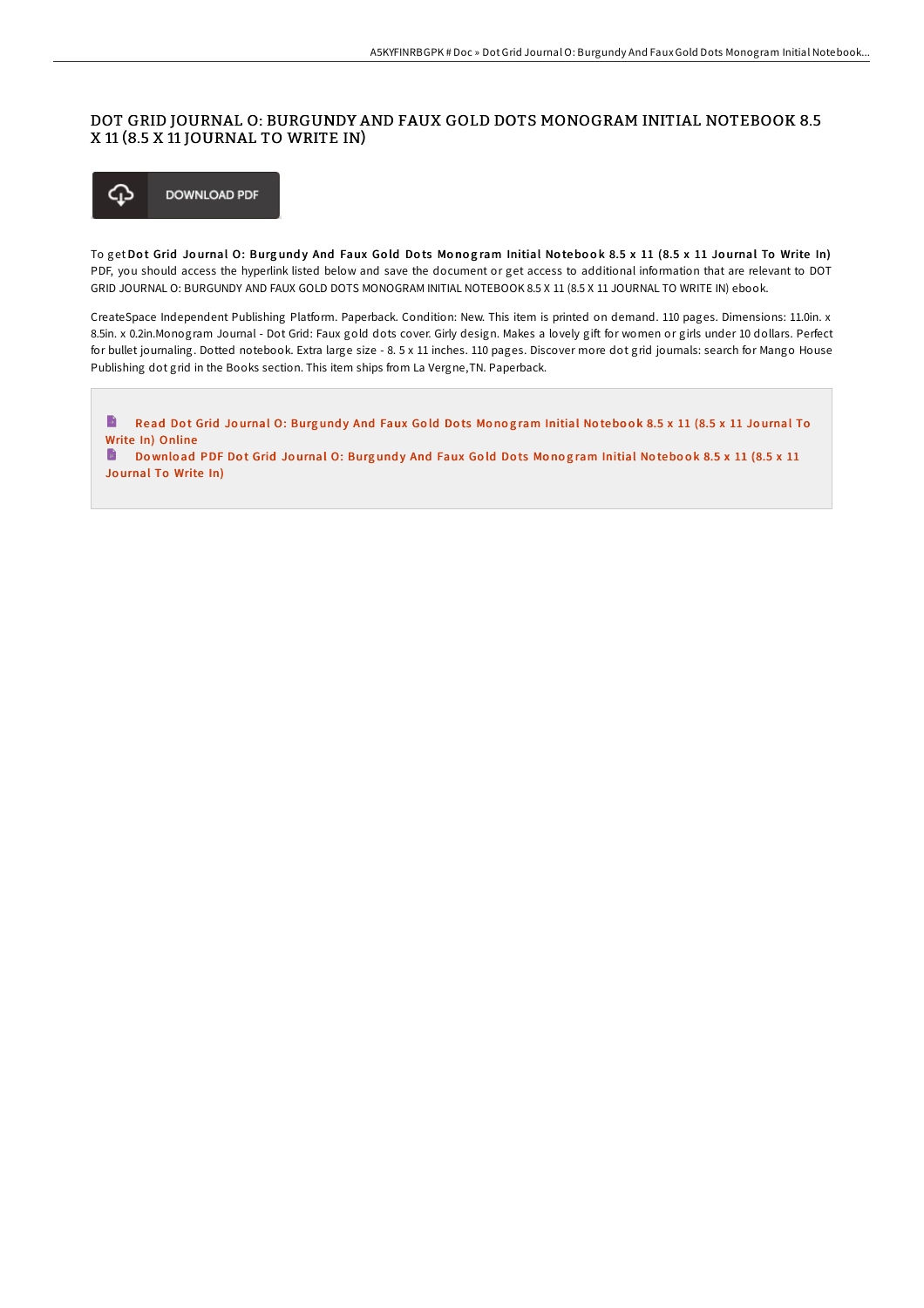# DOT GRID JOURNAL O: BURGUNDY AND FAUX GOLD DOTS MONOGRAM INITIAL NOTEBOOK 8.5 X 11 (8.5 X 11 JOURNAL TO WRITE IN)

DOWNLOAD PDF

To get **Dot Grid Journal O: Burgundy And Faux Gold Dots Monogram Initial Notebook 8.5 x 11 (8.5 x 11 Journal To Write In)** PDF, you should access the hyperlink listed below and save the document or get access to additional information that are relevant to DOT GRID JOURNAL O: BURGUNDY AND FAUX GOLD DOTS MONOGRAM INITIAL NOTEBOOK 8.5 X 11 (8.5 X 11 JOURNAL TO WRITE IN) ebook.

CreateSpace Independent Publishing Platform. Paperback. Condition: New. This item is printed on demand. 110 pages. Dimensions: 11.0in. x 8.5in. x 0.2in.Monogram Journal - Dot Grid: Faux gold dots cover. Girly design. Makes a lovely gift for women or girls under 10 dollars. Perfect for bullet journaling. Dotted notebook. Extra large size - 8. 5 x 11 inches. 110 pages. Discover more dot grid journals: search for Mango House Publishing dot grid in the Books section. This item ships from La Vergne,TN. Paperback.

Read Dot Grid Journal O: Burgundy And Faux Gold Dots Monogram Initial Notebook 8.5 x 11 (8.5 x 11 Journal To Write In) Online

Download PDF Dot Grid Journal O: Burgundy And Faux Gold Dots Monogram Initial Notebook 8.5 x 11 (8.5 x 11 Journal To Write In)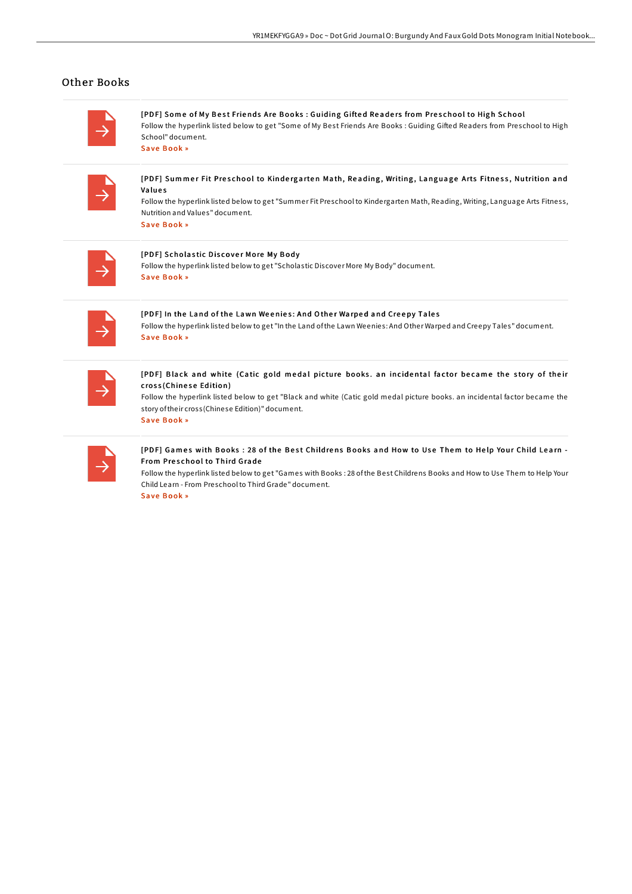## Other Books

**[PDF] Some of My Best Friends Are Books : Guiding Gifted Readers from Preschool to High School**
Follow the hyperlink listed below to get "Some of My Best Friends Are Books : Guiding Gifted Readers from Preschool to High School" document.
Save Book »

**[PDF] Summer Fit Preschool to Kindergarten Math, Reading, Writing, Language Arts Fitness, Nutrition and Values**
Follow the hyperlink listed below to get "Summer Fit Preschool to Kindergarten Math, Reading, Writing, Language Arts Fitness, Nutrition and Values" document.
Save Book »

**[PDF] Scholastic Discover More My Body**
Follow the hyperlink listed below to get "Scholastic Discover More My Body" document.
Save Book »

**[PDF] In the Land of the Lawn Weenies: And Other Warped and Creepy Tales**
Follow the hyperlink listed below to get "In the Land of the Lawn Weenies: And Other Warped and Creepy Tales" document.
Save Book »

**[PDF] Black and white (Catic gold medal picture books. an incidental factor became the story of their cross(Chinese Edition)**
Follow the hyperlink listed below to get "Black and white (Catic gold medal picture books. an incidental factor became the story of their cross(Chinese Edition)" document.
Save Book »

**[PDF] Games with Books : 28 of the Best Childrens Books and How to Use Them to Help Your Child Learn - From Preschool to Third Grade**
Follow the hyperlink listed below to get "Games with Books : 28 of the Best Childrens Books and How to Use Them to Help Your Child Learn - From Preschool to Third Grade" document.
Save Book »